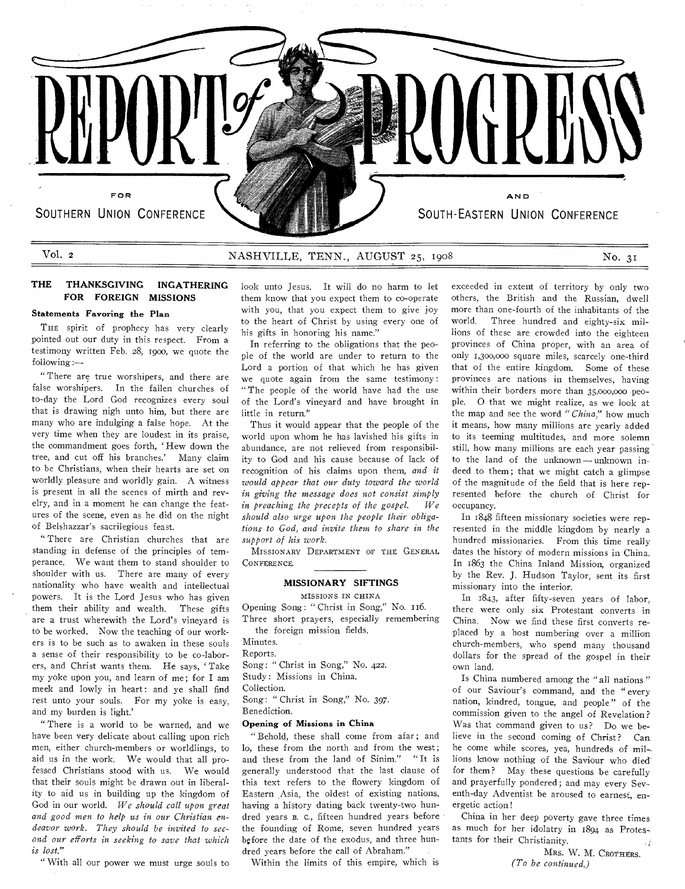# REPORT of PROGRESS

FOR SOUTHERN UNION CONFERENCE AND SOUTH-EASTERN UNION CONFERENCE

Vol. 2 — NASHVILLE, TENN., AUGUST 25, 1908 — No. 31

## THE THANKSGIVING INGATHERING FOR FOREIGN MISSIONS

### Statements Favoring the Plan

THE spirit of prophecy has very clearly pointed out our duty in this respect. From a testimony written Feb. 28, 1900, we quote the following:—

"There are true worshipers, and there are false worshipers. In the fallen churches of to-day the Lord God recognizes every soul that is drawing nigh unto him, but there are many who are indulging a false hope. At the very time when they are loudest in its praise, the commandment goes forth, 'Hew down the tree, and cut off his branches.' Many claim to be Christians, when their hearts are set on worldly pleasure and worldly gain. A witness is present in all the scenes of mirth and revelry, and in a moment he can change the features of the scene, even as he did on the night of Belshazzar's sacrilegious feast.

"There are Christian churches that are standing in defense of the principles of temperance. We want them to stand shoulder to shoulder with us. There are many of every nationality who have wealth and intellectual powers. It is the Lord Jesus who has given them their ability and wealth. These gifts are a trust wherewith the Lord's vineyard is to be worked. Now the teaching of our workers is to be such as to awaken in these souls a sense of their responsibility to be co-laborers, and Christ wants them. He says, 'Take my yoke upon you, and learn of me; for I am meek and lowly in heart: and ye shall find rest unto your souls. For my yoke is easy, and my burden is light.'

"There is a world to be warned, and we have been very delicate about calling upon rich men, either church-members or worldlings, to aid us in the work. We would that all professed Christians stood with us. We would that their souls might be drawn out in liberality to aid us in building up the kingdom of God in our world. *We should call upon great and good men to help us in our Christian endeavor work. They should be invited to second our efforts in seeking to save that which is lost.*"

"With all our power we must urge souls to look unto Jesus. It will do no harm to let them know that you expect them to co-operate with you, that you expect them to give joy to the heart of Christ by using every one of his gifts in honoring his name."

In referring to the obligations that the people of the world are under to return to the Lord a portion of that which he has given we quote again from the same testimony: "The people of the world have had the use of the Lord's vineyard and have brought in little in return."

Thus it would appear that the people of the world upon whom he has lavished his gifts in abundance, are not relieved from responsibility to God and his cause because of lack of recognition of his claims upon them, *and it would appear that our duty toward the world in giving the message does not consist simply in preaching the precepts of the gospel. We should also urge upon the people their obligations to God, and invite them to share in the support of his work.*

MISSIONARY DEPARTMENT OF THE GENERAL CONFERENCE.

## MISSIONARY SIFTINGS

MISSIONS IN CHINA

Opening Song: "Christ in Song," No. 116.
Three short prayers, especially remembering the foreign mission fields.
Minutes.
Reports.
Song: "Christ in Song," No. 422.
Study: Missions in China.
Collection.
Song: "Christ in Song," No. 397.
Benediction.

### Opening of Missions in China

"Behold, these shall come from afar; and lo, these from the north and from the west; and these from the land of Sinim." "It is generally understood that the last clause of this text refers to the flowery kingdom of Eastern Asia, the oldest of existing nations, having a history dating back twenty-two hundred years B. C., fifteen hundred years before the founding of Rome, seven hundred years before the date of the exodus, and three hundred years before the call of Abraham."

Within the limits of this empire, which is exceeded in extent of territory by only two others, the British and the Russian, dwell more than one-fourth of the inhabitants of the world. Three hundred and eighty-six millions of these are crowded into the eighteen provinces of China proper, with an area of only 1,300,000 square miles, scarcely one-third that of the entire kingdom. Some of these provinces are nations in themselves, having within their borders more than 35,000,000 people. O that we might realize, as we look at the map and see the word "*China*," how much it means, how many millions are yearly added to its teeming multitudes, and more solemn still, how many millions are each year passing to the land of the unknown — unknown indeed to them; that we might catch a glimpse of the magnitude of the field that is here represented before the church of Christ for occupancy.

In 1848 fifteen missionary societies were represented in the middle kingdom by nearly a hundred missionaries. From this time really dates the history of modern missions in China. In 1863 the China Inland Mission, organized by the Rev. J. Hudson Taylor, sent its first missionary into the interior.

In 1843, after fifty-seven years of labor, there were only six Protestant converts in China. Now we find these first converts replaced by a host numbering over a million church-members, who spend many thousand dollars for the spread of the gospel in their own land.

Is China numbered among the "all nations" of our Saviour's command, and the "every nation, kindred, tongue, and people" of the commission given to the angel of Revelation? Was that command given to us? Do we believe in the second coming of Christ? Can he come while scores, yea, hundreds of millions know nothing of the Saviour who died for them? May these questions be carefully and prayerfully pondered; and may every Seventh-day Adventist be aroused to earnest, energetic action!

China in her deep poverty gave three times as much for her idolatry in 1894 as Protestants for their Christianity.

MRS. W. M. CROTHERS.

*(To be continued.)*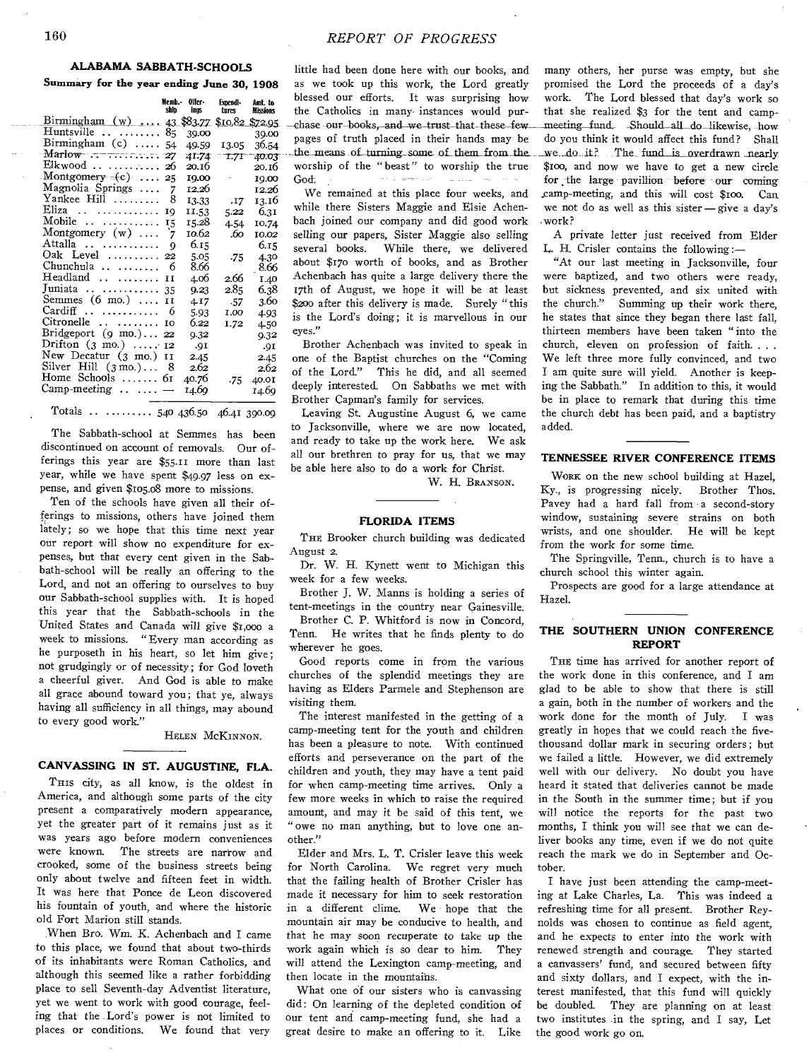## ALABAMA SABBATH-SCHOOLS

**Summary for the year ending June 30, 1908**

| | Membship | Offerings | Expenditures | Amt. to Missions |
|---|---|---|---|---|
| Birmingham (w) | 43 | $83.77 | $10.82 | $72.95 |
| Huntsville | 85 | 39.00 | | 39.00 |
| Birmingham (c) | 54 | 49.59 | 13.05 | 36.54 |
| Marlow | 27 | 41.74 | 1.71 | 40.03 |
| Elkwood | 26 | 20.16 | | 20.16 |
| Montgomery (c) | 25 | 19.00 | | 19.00 |
| Magnolia Springs | 7 | 12.26 | | 12.26 |
| Yankee Hill | 8 | 13.33 | .17 | 13.16 |
| Eliza | 19 | 11.53 | 5.22 | 6.31 |
| Mobile | 15 | 15.28 | 4.54 | 10.74 |
| Montgomery (w) | 7 | 10.62 | .60 | 10.02 |
| Attalla | 9 | 6.15 | | 6.15 |
| Oak Level | 22 | 5.05 | .75 | 4.30 |
| Chunchula | 6 | 8.66 | | 8.66 |
| Headland | 11 | 4.06 | 2.66 | 1.40 |
| Juniata | 35 | 9.23 | 2.85 | 6.38 |
| Semmes (6 mo.) | 11 | 4.17 | .57 | 3.60 |
| Cardiff | 6 | 5.93 | 1.00 | 4.93 |
| Citronelle | 10 | 6.22 | 1.72 | 4.50 |
| Bridgeport (9 mo.) | 22 | 9.32 | | 9.32 |
| Drifton (3 mo.) | 12 | .91 | | .91 |
| New Decatur (3 mo.) | 11 | 2.45 | | 2.45 |
| Silver Hill (3 mo.) | 8 | 2.62 | | 2.62 |
| Home Schools | 61 | 40.76 | .75 | 40.01 |
| Camp-meeting | — | 14.69 | | 14.69 |
| Totals | 540 | 436.50 | 46.41 | 390.09 |

The Sabbath-school at Semmes has been discontinued on account of removals. Our offerings this year are $55.11 more than last year, while we have spent $49.97 less on expense, and given $105.08 more to missions.

Ten of the schools have given all their offerings to missions, others have joined them lately; so we hope that this time next year our report will show no expenditure for expenses, but that every cent given in the Sabbath-school will be really an offering to the Lord, and not an offering to ourselves to buy our Sabbath-school supplies with. It is hoped this year that the Sabbath-schools in the United States and Canada will give $1,000 a week to missions. "Every man according as he purposeth in his heart, so let him give; not grudgingly or of necessity; for God loveth a cheerful giver. And God is able to make all grace abound toward you; that ye, always having all sufficiency in all things, may abound to every good work."

HELEN MCKINNON.

## CANVASSING IN ST. AUGUSTINE, FLA.

THIS city, as all know, is the oldest in America, and although some parts of the city present a comparatively modern appearance, yet the greater part of it remains just as it was years ago before modern conveniences were known. The streets are narrow and crooked, some of the business streets being only about twelve and fifteen feet in width. It was here that Ponce de Leon discovered his fountain of youth, and where the historic old Fort Marion still stands.

When Bro. Wm. K. Achenbach and I came to this place, we found that about two-thirds of its inhabitants were Roman Catholics, and although this seemed like a rather forbidding place to sell Seventh-day Adventist literature, yet we went to work with good courage, feeling that the Lord's power is not limited to places or conditions. We found that very little had been done here with our books, and as we took up this work, the Lord greatly blessed our efforts. It was surprising how the Catholics in many instances would purchase our books, and we trust that these few pages of truth placed in their hands may be the means of turning some of them from the worship of the "beast" to worship the true God.

We remained at this place four weeks, and while there Sisters Maggie and Elsie Achenbach joined our company and did good work selling our papers, Sister Maggie also selling several books. While there, we delivered about $170 worth of books, and as Brother Achenbach has quite a large delivery there the 17th of August, we hope it will be at least $200 after this delivery is made. Surely "this is the Lord's doing; it is marvellous in our eyes."

Brother Achenbach was invited to speak in one of the Baptist churches on the "Coming of the Lord." This he did, and all seemed deeply interested. On Sabbaths we met with Brother Capman's family for services.

Leaving St. Augustine August 6, we came to Jacksonville, where we are now located, and ready to take up the work here. We ask all our brethren to pray for us, that we may be able here also to do a work for Christ.

W. H. BRANSON.

## FLORIDA ITEMS

THE Brooker church building was dedicated August 2.

Dr. W. H. Kynett went to Michigan this week for a few weeks.

Brother J. W. Manns is holding a series of tent-meetings in the country near Gainesville.

Brother C. P. Whitford is now in Concord, Tenn. He writes that he finds plenty to do wherever he goes.

Good reports come in from the various churches of the splendid meetings they are having as Elders Parmele and Stephenson are visiting them.

The interest manifested in the getting of a camp-meeting tent for the youth and children has been a pleasure to note. With continued efforts and perseverance on the part of the children and youth, they may have a tent paid for when camp-meeting time arrives. Only a few more weeks in which to raise the required amount, and may it be said of this tent, we "owe no man anything, but to love one another."

Elder and Mrs. L. T. Crisler leave this week for North Carolina. We regret very much that the failing health of Brother Crisler has made it necessary for him to seek restoration in a different clime. We hope that the mountain air may be conducive to health, and that he may soon recuperate to take up the work again which is so dear to him. They will attend the Lexington camp-meeting, and then locate in the mountains.

What one of our sisters who is canvassing did: On learning of the depleted condition of our tent and camp-meeting fund, she had a great desire to make an offering to it. Like many others, her purse was empty, but she promised the Lord the proceeds of a day's work. The Lord blessed that day's work so that she realized $3 for the tent and camp-meeting fund. Should all do likewise, how do you think it would affect this fund? Shall we do it? The fund is overdrawn nearly $100, and now we have to get a new circle for the large pavillion before our coming camp-meeting, and this will cost $100. Can we not do as well as this sister — give a day's work?

A private letter just received from Elder L. H. Crisler contains the following:—

"At our last meeting in Jacksonville, four were baptized, and two others were ready, but sickness prevented, and six united with the church." Summing up their work there, he states that since they began there last fall, thirteen members have been taken "into the church, eleven on profession of faith. . . . We left three more fully convinced, and two I am quite sure will yield. Another is keeping the Sabbath." In addition to this, it would be in place to remark that during this time the church debt has been paid, and a baptistry added.

## TENNESSEE RIVER CONFERENCE ITEMS

WORK on the new school building at Hazel, Ky., is progressing nicely. Brother Thos. Pavey had a hard fall from a second-story window, sustaining severe strains on both wrists, and one shoulder. He will be kept from the work for some time.

The Springville, Tenn., church is to have a church school this winter again.

Prospects are good for a large attendance at Hazel.

## THE SOUTHERN UNION CONFERENCE REPORT

THE time has arrived for another report of the work done in this conference, and I am glad to be able to show that there is still a gain, both in the number of workers and the work done for the month of July. I was greatly in hopes that we could reach the five-thousand dollar mark in securing orders; but we failed a little. However, we did extremely well with our delivery. No doubt you have heard it stated that deliveries cannot be made in the South in the summer time; but if you will notice the reports for the past two months, I think you will see that we can deliver books any time, even if we do not quite reach the mark we do in September and October.

I have just been attending the camp-meeting at Lake Charles, La. This was indeed a refreshing time for all present. Brother Reynolds was chosen to continue as field agent, and he expects to enter into the work with renewed strength and courage. They started a canvassers' fund, and secured between fifty and sixty dollars, and I expect, with the interest manifested, that this fund will quickly be doubled. They are planning on at least two institutes in the spring, and I say, Let the good work go on.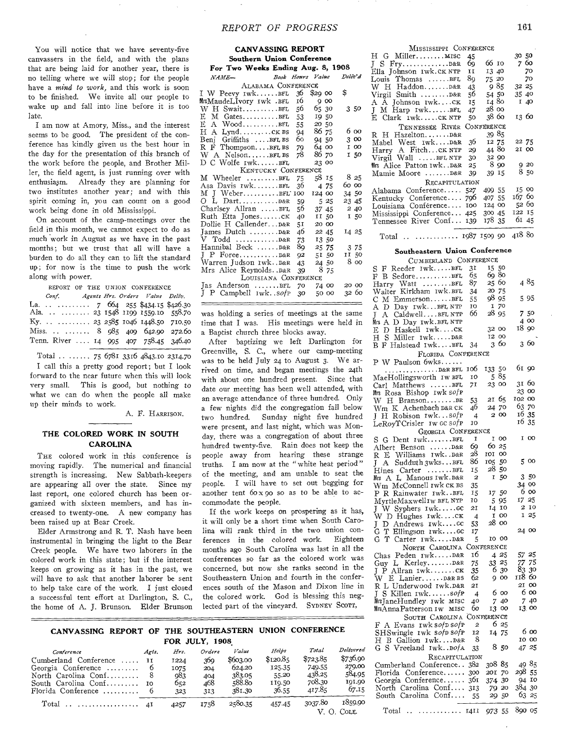You will notice that we have seventy-five canvassers in the field, and with the plans that are being laid for another year, there is no telling where we will stop; for the people have a *mind to work*, and this work is soon to be finished. We invite all our people to wake up and fall into line before it is too late.

I am now at Amory, Miss., and the interest seems to be good. The president of the conference has kindly given us the best hour in the day for the presentation of this branch of the work before the people, and Brother Miller, the field agent, is just running over with enthusiasm. Already they are planning for two institutes another year; and with this spirit coming in, you can count on a good work being done in old Mississippi.

On account of the camp-meetings over the field in this month, we cannot expect to do as much work in August as we have in the past months; but we trust that all will have a burden to do all they can to lift the standard up; for now is the time to push the work along with power.

REPORT OF THE UNION CONFERENCE

| Conf. | Agents | Hrs. | Orders | Value | Deliv. |
|---|---|---|---|---|---|
| La. | 7 | 664 | 255 | $434.15 | $426.30 |
| Ala. | 23 | 1548 | 1199 | 1559.10 | 558.70 |
| Ky. | 23 | 2585 | 1046 | 1448.50 | 710.50 |
| Miss. | 8 | 985 | 409 | 642.90 | 272.60 |
| Tenn. River | 14 | 995 | 407 | 758.45 | 346.40 |
| Total | 75 | 6781 | 3316 | 4843.10 | 2314.70 |

I call this a pretty good report; but I look forward to the near future when this will look very small. This is good, but nothing to what we can do when the people all make up their minds to work.

A. F. HARRISON.

## THE COLORED WORK IN SOUTH CAROLINA

THE colored work in this conference is moving rapidly. The numerical and financial strength is increasing. New Sabbath-keepers are appearing all over the state. Since my last report, one colored church has been organized with sixteen members, and has increased to twenty-one. A new company has been raised up at Bear Creek.

Elder Armstrong and R. T. Nash have been instrumental in bringing the light to the Bear Creek people. We have two laborers in the colored work in this state; but if the interest keeps on growing as it has in the past, we will have to ask that another laborer be sent to help take care of the work. I just closed a successful tent effort at Darlington, S. C., the home of A. J. Brunson. Elder Brunson was holding a series of meetings at the same time that I was. His meetings were held in a Baptist church three blocks away.

After baptizing we left Darlington for Greenville, S. C., where our camp-meeting was to be held July 24 to August 3. We arrived on time, and began meetings the 24th with about one hundred present. Since that date our meeting has been well attended, with an average attendance of three hundred. Only a few nights did the congregation fall below two hundred. Sunday night five hundred were present, and last night, which was Monday, there was a congregation of about three hundred twenty-five. Rain does not keep the people away from hearing these strange truths. I am now at the "white heat period" of the meeting, and am unable to seat the people. I will have to set out begging for another tent 60 x 90 so as to be able to accommodate the people.

If the work keeps on prospering as it has, it will only be a short time when South Carolina will rank third in the two union conferences in the colored work. Eighteen months ago South Carolina was last in all the conferences so far as the colored work was concerned, but now she ranks second in the Southeastern Union and fourth in the conferences south of the Mason and Dixon line in the colored work. God is blessing this neglected part of the vineyard. SYDNEY SCOTT.

## CANVASSING REPORT

### Southern Union Conference

### For Two Weeks Ending Aug. 8, 1908

| NAME— | Book | Hours | Value | Deliv'd |
|---|---|---|---|---|
| ALABAMA CONFERENCE | | | | |
| I W Peevy 1wk | BFL | 36 | $29 00 | $ |
| MrsMaudeLIvory 1wk | BFL | 16 | 9 00 | |
| W H Swait | BFL | 56 | 65 30 | 3 50 |
| E M Gates | BFL | 53 | 19 50 | |
| E A Wood | BFL | 55 | 20 50 | |
| H A Lynd | CK BS | 94 | 86 75 | 6 00 |
| Benj Griffiths | BFL BS | 60 | 94 50 | 3 00 |
| R F Thompson | BFL BS | 79 | 64 00 | 1 00 |
| W A Nelson | BFL BS | 78 | 86 70 | 1 50 |
| D C Wolfe 1wk | BFL | | 23 00 | |
| KENTUCKY CONFERENCE | | | | |
| M Wheeler | BFL | 75 | 58 15 | 8 25 |
| Asa Davis 1wk | BFL | 36 | 4 75 | 60 00 |
| M J Weber | BFL | 100 | 124 00 | 34 50 |
| O L Dart | D&R | 59 | 5 25 | 23 45 |
| Charlsey Allran | BFL | 56 | 37 45 | 2 40 |
| Ruth Etta Jones | CK | 40 | 11 50 | 1 50 |
| Dollie H Callender | D&R | 51 | 20 00 | |
| James Dutch | D&R | 46 | 22 45 | 14 25 |
| V Todd | D&R | 73 | 13 50 | |
| Hannibal Beck | D&R | 89 | 25 75 | 3 75 |
| J P Foree | D&R | 92 | 51 50 | 11 50 |
| Warren Judson 1wk | D&R | 43 | 24 50 | 8 00 |
| Mrs Alice Reynolds | D&R | 39 | 8 75 | |
| LOUISIANA CONFERENCE | | | | |
| Jas Anderson | BFL | 70 | 74 00 | 20 00 |
| J P Campbell 1wk | SofP | 30 | 50 00 | 32 60 |
| MISSISSIPPI CONFERENCE | | | | |
| H G Miller | MISC | 45 | | 30 50 |
| J S Fry | D&R | 69 | 66 10 | 7 60 |
| Ella Johnson 1wk | CK NTP | 11 | 13 40 | 70 |
| Louis Thomas | BFL | 89 | 75 20 | 70 |
| W H Haddon | D&R | 43 | 9 85 | 32 25 |
| Virgil Smith | D&R | 56 | 54 50 | 35 40 |
| A A Johnson 1wk | CK | 15 | 14 80 | 1 40 |
| J M Harp 1wk | BFL | 47 | 28 00 | |
| E Clark 1wk | CK NTP | 50 | 38 60 | 13 60 |
| TENNESSEE RIVER CONFERENCE | | | | |
| R H Hazelton | D&R | | 39 85 | |
| Mabel West 1wk | D&R | 36 | 12 75 | 22 75 |
| Harry A Fitch | CK NTP | 29 | 44 80 | 21 00 |
| Virgil Wall | BFL NTP | 30 | 32 90 | |
| Mrs Alice Patton 1wk | D&R | 25 | 8 90 | 9 20 |
| Mamie Moore | D&R | 39 | 39 15 | 8 50 |
| RECAPITULATION | | | | |
| Alabama Conference | | 527 | 499 55 | 15 00 |
| Kentucky Conference | | 796 | 407 55 | 167 60 |
| Louisiana Conference | | 100 | 124 00 | 52 60 |
| Mississippi Conference | | 425 | 300 45 | 122 15 |
| Tennessee River Conf. | | 139 | 178 35 | 61 45 |
| Total | | 1987 | 1509 90 | 418 80 |

### Southeastern Union Conference

| NAME | Book | Hours | Value | Deliv'd |
|---|---|---|---|---|
| CUMBERLAND CONFERENCE | | | | |
| S F Reeder 1wk | BFL | 31 | 15 50 | |
| F B Sedore | BFL | 65 | 69 80 | |
| Harry Watt | BFL | 87 | 25 60 | 4 85 |
| Walter Kirkham 1wk | BFL | 34 | 20 75 | |
| C M Emmerson | BFL | 55 | 98 95 | 5 95 |
| A D Day 1wk | BFL NTP | 10 | 1 70 | |
| J A Caldwell | BFL NTP | 66 | 28 95 | 7 50 |
| Mrs A D Day 1wk | BFL NTP | | | 4 00 |
| E D Haskell 1wk | CK | | 32 00 | 18 90 |
| H S Miller 1wk | D&R | | 12 00 | |
| B F Halstead 1wk | BFL | 34 | 3 60 | 3 60 |
| FLORIDA CONFERENCE | | | | |
| P W Paulson 6wks | D&R BFL | 106 | 133 50 | 61 90 |
| MaeHollingsworth 1w | BFL | 10 | 5 85 | |
| Carl Matthews | BFL | 71 | 23 00 | 31 60 |
| Mrs Rosa Bishop 1wk | SofP | | | 23 00 |
| W H Branson | BR | 53 | 21 65 | 102 00 |
| Wm K Achenbach | D&R CK | 46 | 24 70 | 63 70 |
| J H Robison 1wk | SofP | 4 | 2 00 | 16 35 |
| LeRoyTCrisler 1w | GC SofP | 10 | | 16 35 |
| GEORGIA CONFERENCE | | | | |
| S G Dent 1wk | BFL | 1 | 1 00 | 1 00 |
| Albert Benson | D&R | 69 | 60 25 | |
| R E Williams 1wk | D&R | 28 | 101 00 | |
| J A Sudduth 3wks | BFL | 86 | 105 50 | 5 00 |
| Hines Carter | BFL | 15 | 28 50 | |
| Mrs A L Manous 1wk | D&R | 2 | 1 50 | 3 50 |
| Wm McConnell 1wk | CK BS | 35 | | 34 00 |
| P R Rainwater 1wk | BFL | 15 | 17 50 | 6 00 |
| MyrtleMaxwell1w | BFL NTP | 10 | 5 95 | 17 25 |
| J W Syphers 1wk | GC | 21 | 14 10 | 2 10 |
| W D Hughes 1wk | CK | 4 | 1 00 | 1 25 |
| J D Andrews 1wk | GC | 53 | 28 00 | |
| G T Ellingson 1wk | GC | 17 | | 24 00 |
| G T Carter 1wk | D&R | 5 | 10 00 | |
| NORTH CAROLINA CONFERENCE | | | | |
| Chas Peden 1wk | D&R | 16 | 4 25 | 57 25 |
| Guy L Kerley | D&R | 75 | 33 25 | 77 75 |
| J P Allran 1wk | CK | 35 | 6 30 | 83 30 |
| W E Lanier | D&R BS | 62 | 9 00 | 118 60 |
| R L Underwood 1wk | D&R | 21 | | 21 00 |
| J S Killen 1wk | SofP | 4 | 6 00 | 6 00 |
| MrsJaneHundley 1wk | MISC | 40 | 7 40 | 7 40 |
| MrsAnnaPatterson 1w | MISC | 60 | 13 00 | 13 00 |
| SOUTH CAROLINA CONFERENCE | | | | |
| F A Evans 1wk | SofD SofP | 2 | 6 25 | |
| SHSwingle 1wk | SofD SofP | 12 | 14 75 | 6 00 |
| H B Gallion 1wk | D&R | 8 | | 10 00 |
| G S Vreeland 1wk | DofA | 33 | 8 50 | 47 25 |
| RECAPITULATION | | | | |
| Cumberland Conference | | 382 | 308 85 | 49 85 |
| Florida Conference | | 300 | 201 70 | 298 55 |
| Georgia Conference | | 361 | 374 30 | 94 10 |
| North Carolina Conf. | | 313 | 79 20 | 384 30 |
| South Carolina Conf. | | 55 | 29 50 | 63 25 |
| Total | | 1411 | 973 55 | 890 05 |

## CANVASSING REPORT OF THE SOUTHEASTERN UNION CONFERENCE FOR JULY, 1908

| Conference | Agts. | Hrs. | Orders | Value | Helps | Total | Delivered |
|---|---|---|---|---|---|---|---|
| Cumberland Conference | 11 | 1224 | 369 | $603.00 | $120.85 | $723.85 | $736.90 |
| Georgia Conference | 6 | 1075 | 204 | 624.20 | 125.35 | 749.55 | 279.00 |
| North Carolina Conf. | 8 | 983 | 404 | 383.05 | 55.20 | 438.25 | 584.95 |
| South Carolina Conf. | 10 | 652 | 468 | 588.80 | 119.50 | 708.30 | 191.90 |
| Florida Conference | 6 | 323 | 313 | 381.30 | 36.55 | 417.85 | 67.15 |
| Total | 41 | 4257 | 1758 | 2580.35 | 457.45 | 3037.80 | 1859.90 |

V. O. COLE.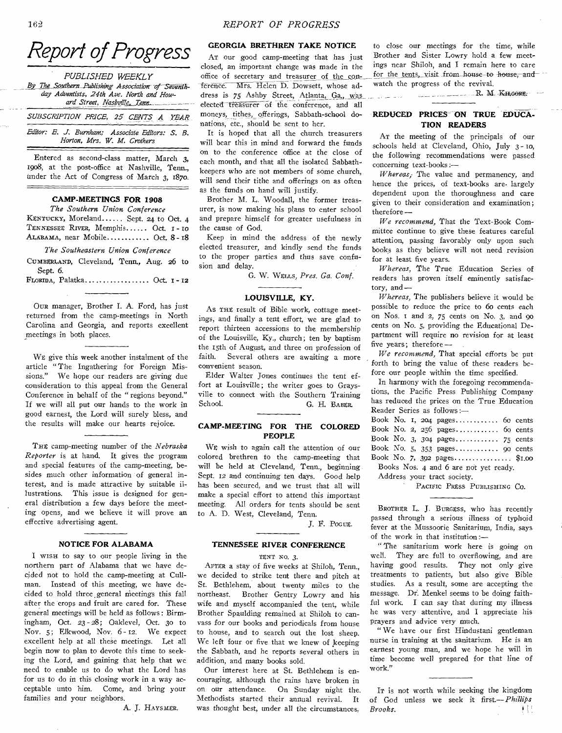# Report of Progress

*PUBLISHED WEEKLY*

*By The Southern Publishing Association of Seventh-day Adventists, 24th Ave. North and Howard Street, Nashville, Tenn.*

*SUBSCRIPTION PRICE, 25 CENTS A YEAR*

*Editor: E. J. Burnham; Associate Editors: S. B. Horton, Mrs. W. M. Crothers*

Entered as second-class matter, March 3, 1908, at the post-office at Nashville, Tenn., under the Act of Congress of March 3, 1870.

### CAMP-MEETINGS FOR 1908

*The Southern Union Conference*

KENTUCKY, Moreland...... Sept. 24 to Oct. 4
TENNESSEE RIVER, Memphis...... Oct. 1-10
ALABAMA, near Mobile............ Oct. 8-18

*The Southeastern Union Conference*

CUMBERLAND, Cleveland, Tenn., Aug. 26 to Sept. 6.
FLORIDA, Palatka.................. Oct. 1-12

OUR manager, Brother I. A. Ford, has just returned from the camp-meetings in North Carolina and Georgia, and reports excellent meetings in both places.

WE give this week another instalment of the article "The Ingathering for Foreign Missions." We hope our readers are giving due consideration to this appeal from the General Conference in behalf of the "regions beyond." If we will all put our hands to the work in good earnest, the Lord will surely bless, and the results will make our hearts rejoice.

THE camp-meeting number of the *Nebraska Reporter* is at hand. It gives the program and special features of the camp-meeting, besides much other information of general interest, and is made attractive by suitable illustrations. This issue is designed for general distribution a few days before the meeting opens, and we believe it will prove an effective advertising agent.

### NOTICE FOR ALABAMA

I WISH to say to our people living in the northern part of Alabama that we have decided not to hold the camp-meeting at Cullman. Instead of this meeting, we have decided to hold three general meetings this fall after the crops and fruit are cared for. These general meetings will be held as follows: Birmingham, Oct. 23-28; Oaklevel, Oct. 30 to Nov. 5; Elkwood, Nov. 6-12. We expect excellent help at all these meetings. Let all begin now to plan to devote this time to seeking the Lord, and gaining that help that we need to enable us to do what the Lord has for us to do in this closing work in a way acceptable unto him. Come, and bring your families and your neighbors.

A. J. HAYSMER.

### GEORGIA BRETHREN TAKE NOTICE

AT our good camp-meeting that has just closed, an important change was made in the office of secretary and treasurer of the conference. Mrs. Helen D. Dowsett, whose address is 75 Ashby Street, Atlanta, Ga., was elected treasurer of the conference, and all moneys, tithes, offerings, Sabbath-school donations, etc., should be sent to her.

It is hoped that all the church treasurers will bear this in mind and forward the funds on to the conference office at the close of each month, and that all the isolated Sabbath-keepers who are not members of some church, will send their tithe and offerings on as often as the funds on hand will justify.

Brother M. L. Woodall, the former treasurer, is now making his plans to enter school and prepare himself for greater usefulness in the cause of God.

Keep in mind the address of the newly elected treasurer, and kindly send the funds to the proper parties and thus save confusion and delay.

G. W. WELLS, *Pres. Ga. Conf.*

### LOUISVILLE, KY.

AS THE result of Bible work, cottage meetings, and finally a tent effort, we are glad to report thirteen accessions to the membership of the Louisville, Ky., church; ten by baptism the 15th of August, and three on profession of faith. Several others are awaiting a more convenient season.

Elder Walter Jones continues the tent effort at Louisville; the writer goes to Graysville to connect with the Southern Training School.

G. H. BABER.

### CAMP-MEETING FOR THE COLORED PEOPLE

WE wish to again call the attention of our colored brethren to the camp-meeting that will be held at Cleveland, Tenn., beginning Sept. 12 and continuing ten days. Good help has been secured, and we trust that all will make a special effort to attend this important meeting. All orders for tents should be sent to A. D. West, Cleveland, Tenn.

J. F. POGUE.

### TENNESSEE RIVER CONFERENCE

TENT NO. 3.

AFTER a stay of five weeks at Shiloh, Tenn., we decided to strike tent there and pitch at St. Bethlehem, about twenty miles to the northeast. Brother Gentry Lowry and his wife and myself accompanied the tent, while Brother Spaulding remained at Shiloh to canvass for our books and periodicals from house to house, and to search out the lost sheep. We left four or five that we knew of keeping the Sabbath, and he reports several others in addition, and many books sold.

Our interest here at St. Bethlehem is encouraging, although the rains have broken in on our attendance. On Sunday night the Methodists started their annual revival. It was thought best, under all the circumstances, to close our meetings for the time, while Brother and Sister Lowry hold a few meetings near Shiloh, and I remain here to care for the tents, visit from house to house, and watch the progress of the revival.

R. M. KILGORE.

### REDUCED PRICES ON TRUE EDUCATION READERS

AT the meeting of the principals of our schools held at Cleveland, Ohio, July 3-10, the following recommendations were passed concerning text-books:—

*Whereas*, The value and permanency, and hence the prices, of text-books are largely dependent upon the thoroughness and care given to their consideration and examination; therefore—

*We recommend*, That the Text-Book Committee continue to give these features careful attention, passing favorably only upon such books as they believe will not need revision for at least five years.

*Whereas*, The True Education Series of readers has proven itself eminently satisfactory, and—

*Whereas*, The publishers believe it would be possible to reduce the price to 60 cents each on Nos. 1 and 2, 75 cents on No. 3, and 90 cents on No. 5, providing the Educational Department will require no revision for at least five years; therefore—

*We recommend*, That special efforts be put forth to bring the value of these readers before our people within the time specified.

In harmony with the foregoing recommendations, the Pacific Press Publishing Company has reduced the prices on the True Education Reader Series as follows:—

Book No. 1, 204 pages............ 60 cents
Book No. 2, 256 pages............ 60 cents
Book No. 3, 304 pages............ 75 cents
Book No. 5, 353 pages............ 90 cents
Book No. 7, 392 pages................ $1.00

Books Nos. 4 and 6 are not yet ready.

Address your tract society.

PACIFIC PRESS PUBLISHING CO.

BROTHER L. J. BURGESS, who has recently passed through a serious illness of typhoid fever at the Mussoorie Sanitarium, India, says of the work in that institution:—

"The sanitarium work here is going on well. They are full to overflowing, and are having good results. They not only give treatments to patients, but also give Bible studies. As a result, some are accepting the message. Dr. Menkel seems to be doing faithful work. I can say that during my illness he was very attentive, and I appreciate his prayers and advice very much.

"We have our first Hindustani gentleman nurse in training at the sanitarium. He is an earnest young man, and we hope he will in time become well prepared for that line of work."

IT is not worth while seeking the kingdom of God unless we seek it first.—*Phillips Brooks.*